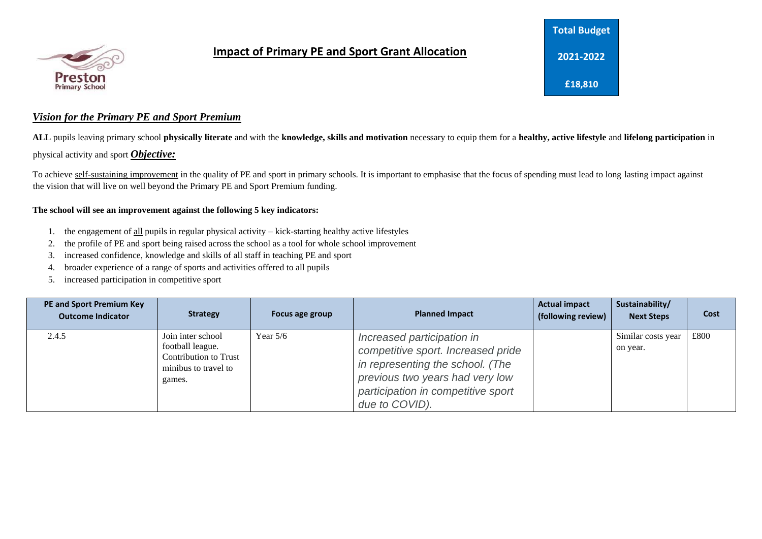Preston Primary School

# Impact of Primary PE and Sport Grant Allocation

**Total Budget**

**2021-2022**

**£18,810**

## *Vision for the Primary PE and Sport Premium*

**ALL** pupils leaving primary school **physically literate** and with the **knowledge, skills and motivation** necessary to equip them for a **healthy, active lifestyle** and **lifelong participation** in physical activity and sport ***Objective:***

To achieve self-sustaining improvement in the quality of PE and sport in primary schools. It is important to emphasise that the focus of spending must lead to long lasting impact against the vision that will live on well beyond the Primary PE and Sport Premium funding.

**The school will see an improvement against the following 5 key indicators:**

1. the engagement of all pupils in regular physical activity – kick-starting healthy active lifestyles
2. the profile of PE and sport being raised across the school as a tool for whole school improvement
3. increased confidence, knowledge and skills of all staff in teaching PE and sport
4. broader experience of a range of sports and activities offered to all pupils
5. increased participation in competitive sport

| PE and Sport Premium Key Outcome Indicator | Strategy | Focus age group | Planned Impact | Actual impact (following review) | Sustainability/ Next Steps | Cost |
|---|---|---|---|---|---|---|
| 2.4.5 | Join inter school football league. Contribution to Trust minibus to travel to games. | Year 5/6 | *Increased participation in competitive sport. Increased pride in representing the school. (The previous two years had very low participation in competitive sport due to COVID).* | | Similar costs year on year. | £800 |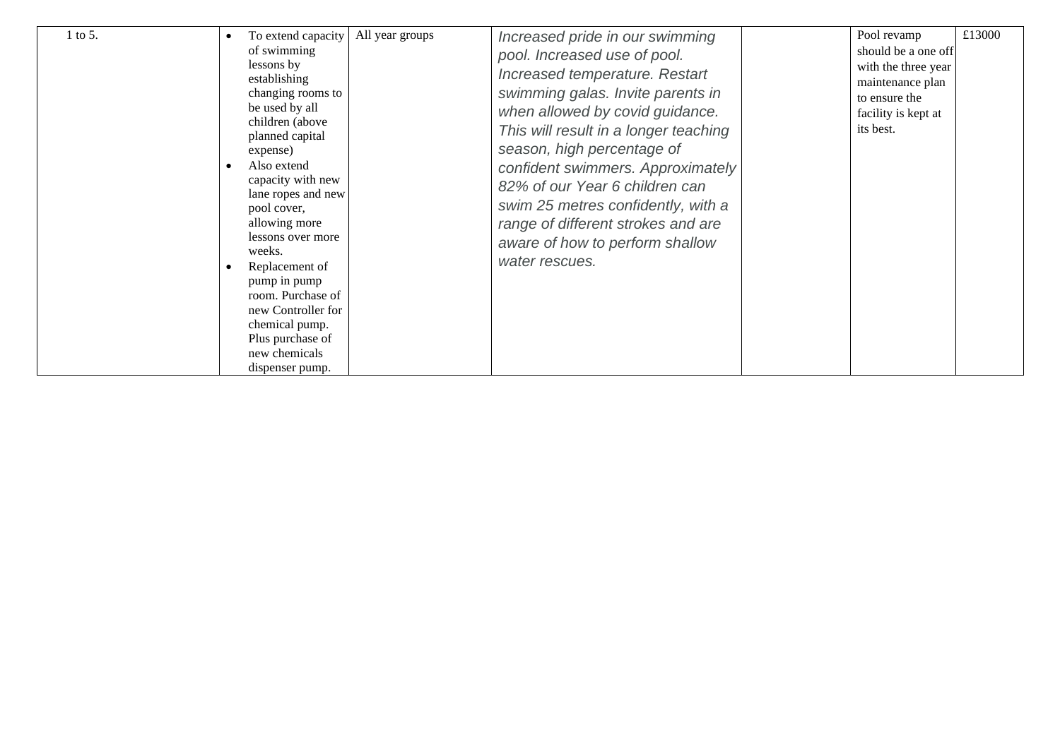| | | | | | | |
|---|---|---|---|---|---|---|
| 1 to 5. | • To extend capacity of swimming lessons by establishing changing rooms to be used by all children (above planned capital expense)<br>• Also extend capacity with new lane ropes and new pool cover, allowing more lessons over more weeks.<br>• Replacement of pump in pump room. Purchase of new Controller for chemical pump. Plus purchase of new chemicals dispenser pump. | All year groups | *Increased pride in our swimming pool. Increased use of pool. Increased temperature. Restart swimming galas. Invite parents in when allowed by covid guidance. This will result in a longer teaching season, high percentage of confident swimmers. Approximately 82% of our Year 6 children can swim 25 metres confidently, with a range of different strokes and are aware of how to perform shallow water rescues.* | | Pool revamp should be a one off with the three year maintenance plan to ensure the facility is kept at its best. | £13000 |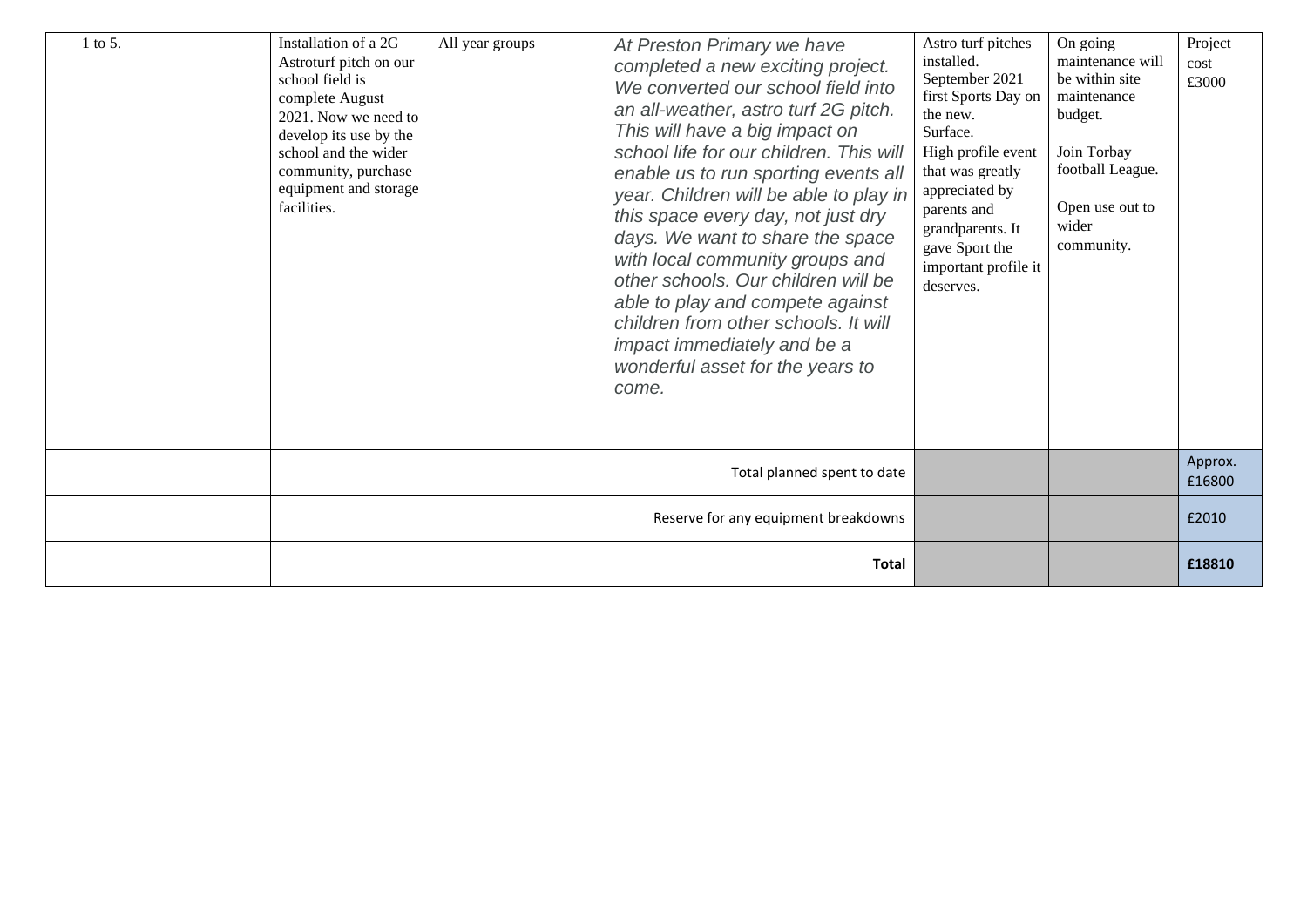| | | | | | | |
|---|---|---|---|---|---|---|
| 1 to 5. | Installation of a 2G Astroturf pitch on our school field is complete August 2021. Now we need to develop its use by the school and the wider community, purchase equipment and storage facilities. | All year groups | *At Preston Primary we have completed a new exciting project. We converted our school field into an all-weather, astro turf 2G pitch. This will have a big impact on school life for our children. This will enable us to run sporting events all year. Children will be able to play in this space every day, not just dry days. We want to share the space with local community groups and other schools. Our children will be able to play and compete against children from other schools. It will impact immediately and be a wonderful asset for the years to come.* | Astro turf pitches installed. September 2021 first Sports Day on the new. Surface. High profile event that was greatly appreciated by parents and grandparents. It gave Sport the important profile it deserves. | On going maintenance will be within site maintenance budget. Join Torbay football League. Open use out to wider community. | Project cost £3000 |
| | Total planned spent to date | | | | | Approx. £16800 |
| | Reserve for any equipment breakdowns | | | | | £2010 |
| | **Total** | | | | | **£18810** |